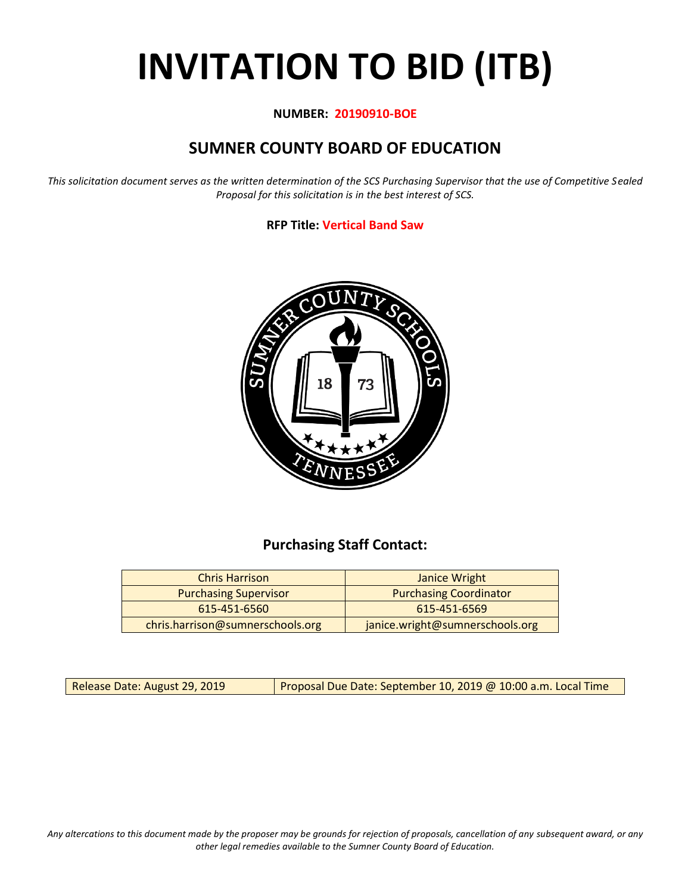# INVITATION TO BID (ITB)

**NUMBER: 20190910-BOE**

## SUMNER COUNTY BOARD OF EDUCATION

*This solicitation document serves as the written determination of the SCS Purchasing Supervisor that the use of Competitive Sealed Proposal for this solicitation is in the best interest of SCS.*

**RFP Title: Vertical Band Saw**

### Purchasing Staff Contact:

| Chris Harrison | Janice Wright |
|---|---|
| Purchasing Supervisor | Purchasing Coordinator |
| 615-451-6560 | 615-451-6569 |
| chris.harrison@sumnerschools.org | janice.wright@sumnerschools.org |

| Release Date: August 29, 2019 | Proposal Due Date: September 10, 2019 @ 10:00 a.m. Local Time |
|---|---|

*Any altercations to this document made by the proposer may be grounds for rejection of proposals, cancellation of any subsequent award, or any other legal remedies available to the Sumner County Board of Education.*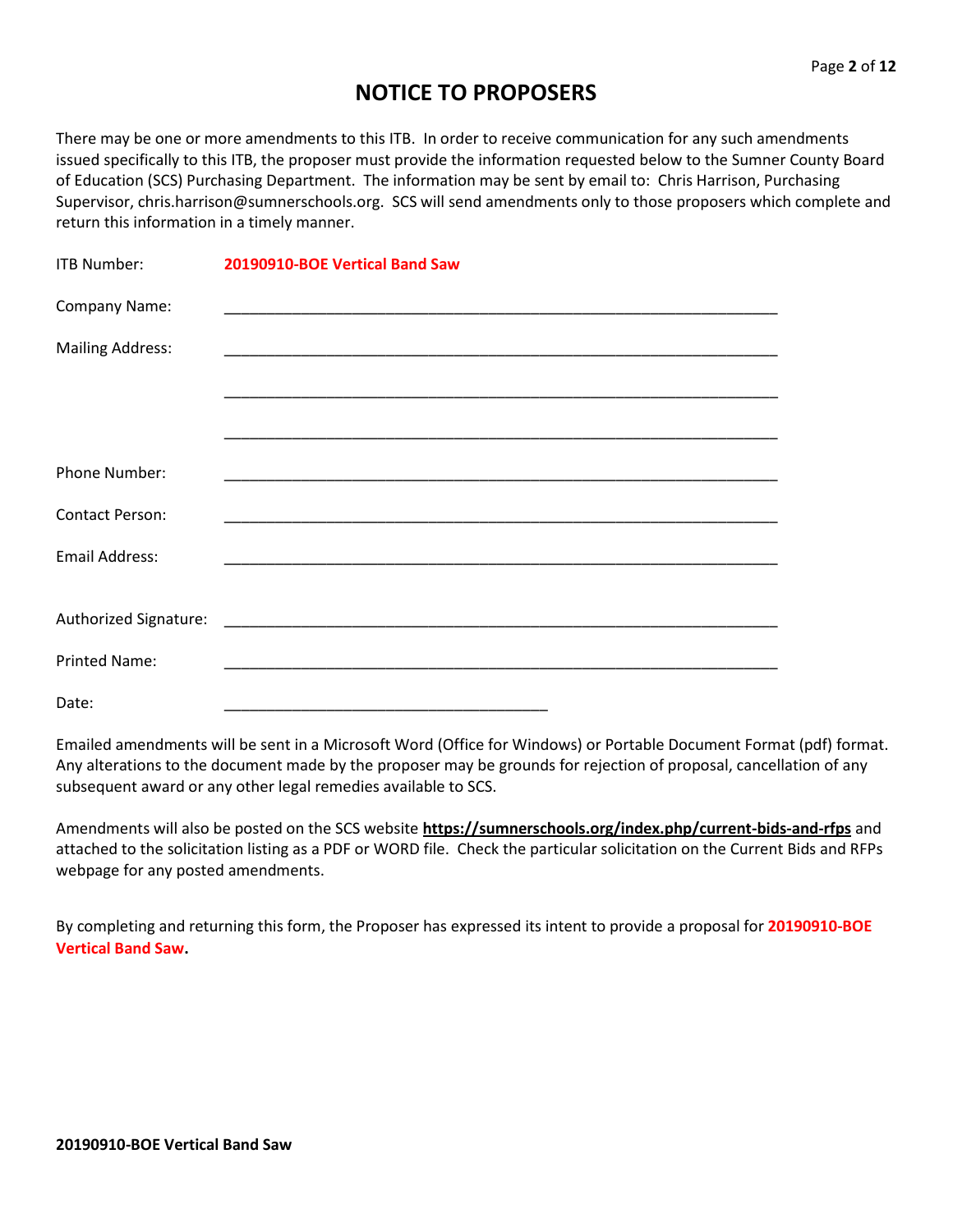# NOTICE TO PROPOSERS

There may be one or more amendments to this ITB. In order to receive communication for any such amendments issued specifically to this ITB, the proposer must provide the information requested below to the Sumner County Board of Education (SCS) Purchasing Department. The information may be sent by email to: Chris Harrison, Purchasing Supervisor, chris.harrison@sumnerschools.org. SCS will send amendments only to those proposers which complete and return this information in a timely manner.

ITB Number: **20190910-BOE Vertical Band Saw**

Company Name: ____________________________________________________________________

Mailing Address: ____________________________________________________________________

____________________________________________________________________

____________________________________________________________________

Phone Number: ____________________________________________________________________

Contact Person: ____________________________________________________________________

Email Address: ____________________________________________________________________

Authorized Signature: ____________________________________________________________________

Printed Name: ____________________________________________________________________

Date: ________________________________________

Emailed amendments will be sent in a Microsoft Word (Office for Windows) or Portable Document Format (pdf) format. Any alterations to the document made by the proposer may be grounds for rejection of proposal, cancellation of any subsequent award or any other legal remedies available to SCS.

Amendments will also be posted on the SCS website **https://sumnerschools.org/index.php/current-bids-and-rfps** and attached to the solicitation listing as a PDF or WORD file. Check the particular solicitation on the Current Bids and RFPs webpage for any posted amendments.

By completing and returning this form, the Proposer has expressed its intent to provide a proposal for **20190910-BOE Vertical Band Saw.**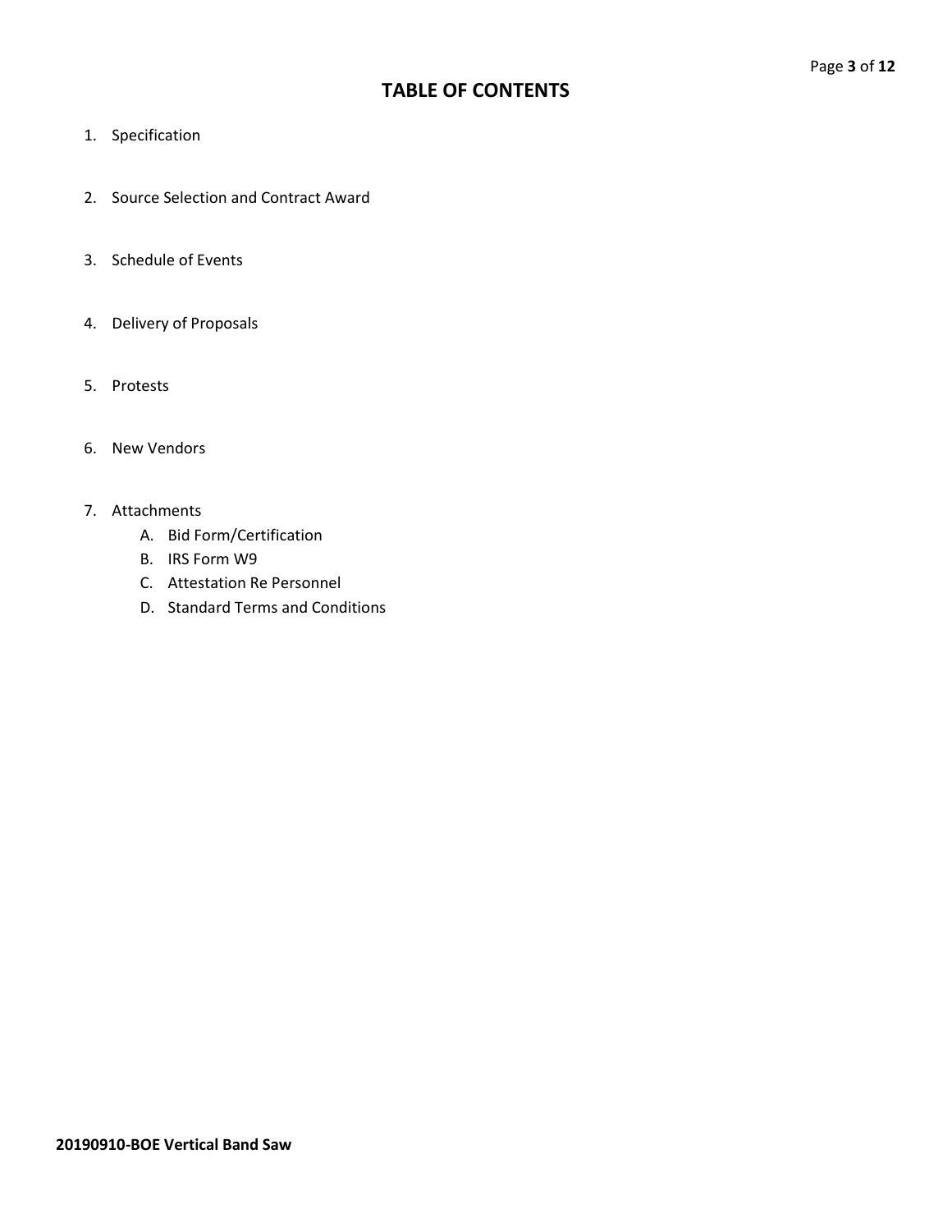# TABLE OF CONTENTS

1. Specification
2. Source Selection and Contract Award
3. Schedule of Events
4. Delivery of Proposals
5. Protests
6. New Vendors
7. Attachments
   - A. Bid Form/Certification
   - B. IRS Form W9
   - C. Attestation Re Personnel
   - D. Standard Terms and Conditions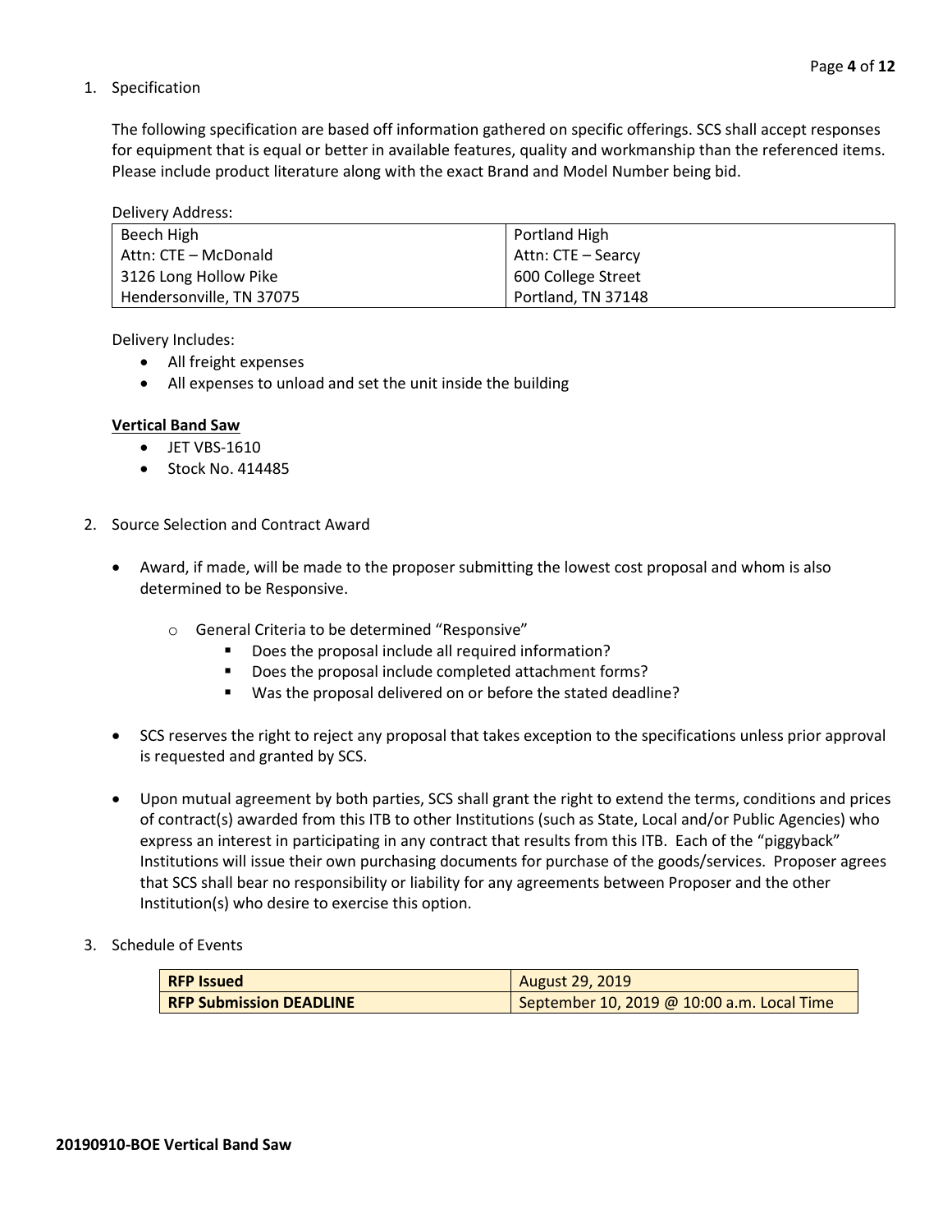1. Specification

   The following specification are based off information gathered on specific offerings. SCS shall accept responses for equipment that is equal or better in available features, quality and workmanship than the referenced items. Please include product literature along with the exact Brand and Model Number being bid.

   Delivery Address:

   | Beech High<br>Attn: CTE – McDonald<br>3126 Long Hollow Pike<br>Hendersonville, TN 37075 | Portland High<br>Attn: CTE – Searcy<br>600 College Street<br>Portland, TN 37148 |
   |---|---|

   Delivery Includes:
   - All freight expenses
   - All expenses to unload and set the unit inside the building

   **Vertical Band Saw**
   - JET VBS-1610
   - Stock No. 414485

2. Source Selection and Contract Award

   - Award, if made, will be made to the proposer submitting the lowest cost proposal and whom is also determined to be Responsive.
     - General Criteria to be determined "Responsive"
       - Does the proposal include all required information?
       - Does the proposal include completed attachment forms?
       - Was the proposal delivered on or before the stated deadline?
   - SCS reserves the right to reject any proposal that takes exception to the specifications unless prior approval is requested and granted by SCS.
   - Upon mutual agreement by both parties, SCS shall grant the right to extend the terms, conditions and prices of contract(s) awarded from this ITB to other Institutions (such as State, Local and/or Public Agencies) who express an interest in participating in any contract that results from this ITB. Each of the "piggyback" Institutions will issue their own purchasing documents for purchase of the goods/services. Proposer agrees that SCS shall bear no responsibility or liability for any agreements between Proposer and the other Institution(s) who desire to exercise this option.

3. Schedule of Events

   | **RFP Issued** | August 29, 2019 |
   |---|---|
   | **RFP Submission DEADLINE** | September 10, 2019 @ 10:00 a.m. Local Time |

**20190910-BOE Vertical Band Saw**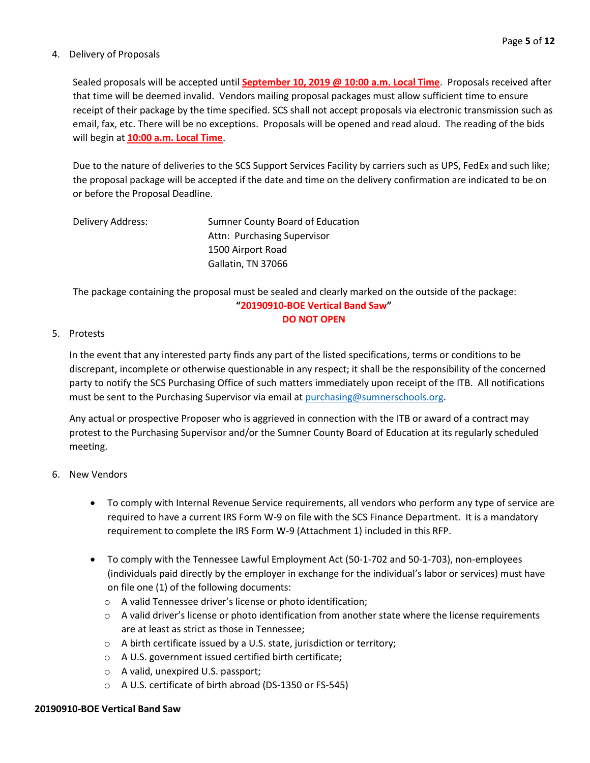4. Delivery of Proposals

   Sealed proposals will be accepted until **September 10, 2019 @ 10:00 a.m. Local Time**. Proposals received after that time will be deemed invalid. Vendors mailing proposal packages must allow sufficient time to ensure receipt of their package by the time specified. SCS shall not accept proposals via electronic transmission such as email, fax, etc. There will be no exceptions. Proposals will be opened and read aloud. The reading of the bids will begin at **10:00 a.m. Local Time**.

   Due to the nature of deliveries to the SCS Support Services Facility by carriers such as UPS, FedEx and such like; the proposal package will be accepted if the date and time on the delivery confirmation are indicated to be on or before the Proposal Deadline.

   Delivery Address:

   Sumner County Board of Education
   Attn: Purchasing Supervisor
   1500 Airport Road
   Gallatin, TN 37066

   The package containing the proposal must be sealed and clearly marked on the outside of the package:

   **"20190910-BOE Vertical Band Saw"**
   **DO NOT OPEN**

5. Protests

   In the event that any interested party finds any part of the listed specifications, terms or conditions to be discrepant, incomplete or otherwise questionable in any respect; it shall be the responsibility of the concerned party to notify the SCS Purchasing Office of such matters immediately upon receipt of the ITB. All notifications must be sent to the Purchasing Supervisor via email at purchasing@sumnerschools.org.

   Any actual or prospective Proposer who is aggrieved in connection with the ITB or award of a contract may protest to the Purchasing Supervisor and/or the Sumner County Board of Education at its regularly scheduled meeting.

6. New Vendors

   - To comply with Internal Revenue Service requirements, all vendors who perform any type of service are required to have a current IRS Form W-9 on file with the SCS Finance Department. It is a mandatory requirement to complete the IRS Form W-9 (Attachment 1) included in this RFP.
   - To comply with the Tennessee Lawful Employment Act (50-1-702 and 50-1-703), non-employees (individuals paid directly by the employer in exchange for the individual's labor or services) must have on file one (1) of the following documents:
     - A valid Tennessee driver's license or photo identification;
     - A valid driver's license or photo identification from another state where the license requirements are at least as strict as those in Tennessee;
     - A birth certificate issued by a U.S. state, jurisdiction or territory;
     - A U.S. government issued certified birth certificate;
     - A valid, unexpired U.S. passport;
     - A U.S. certificate of birth abroad (DS-1350 or FS-545)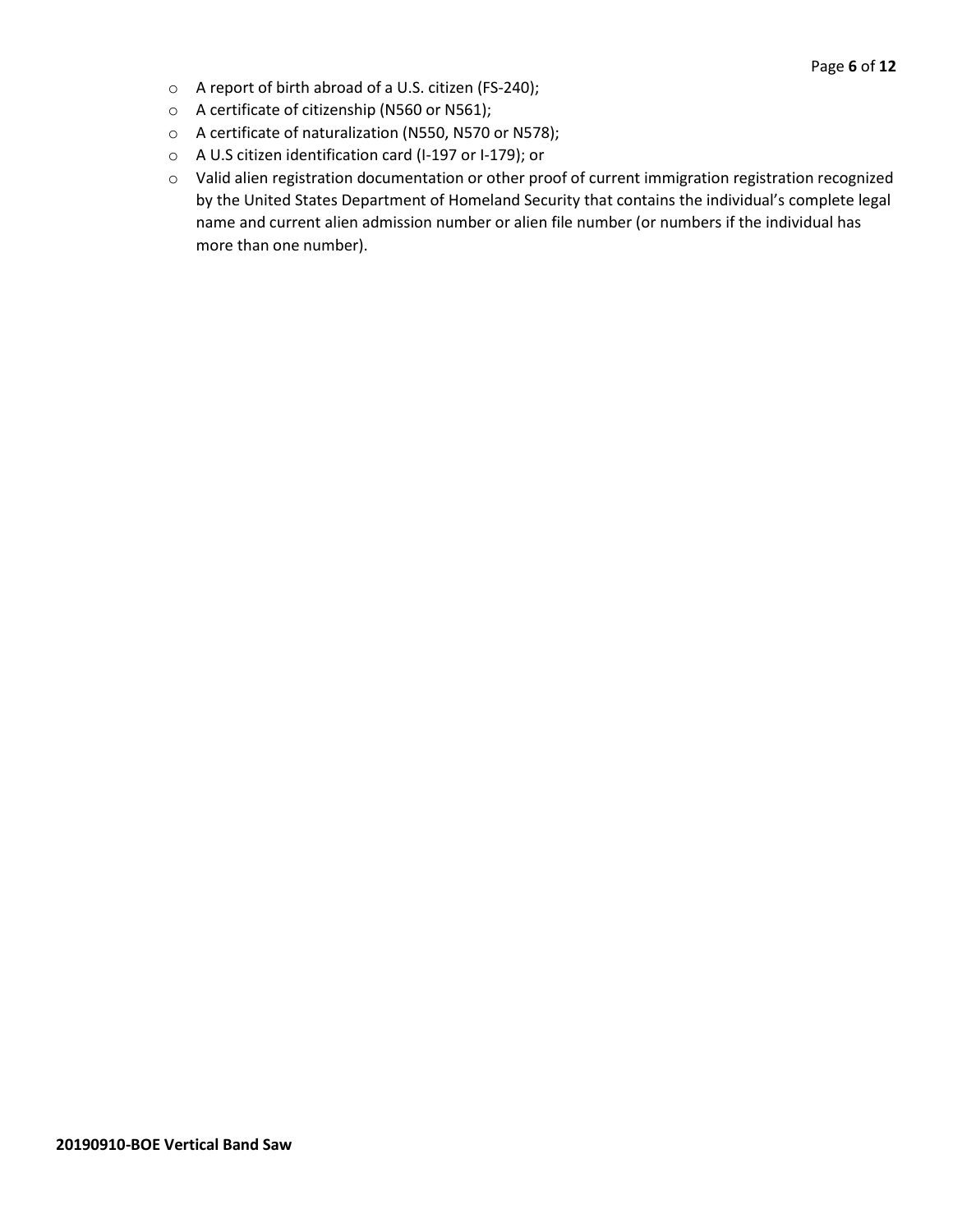- A report of birth abroad of a U.S. citizen (FS-240);
- A certificate of citizenship (N560 or N561);
- A certificate of naturalization (N550, N570 or N578);
- A U.S citizen identification card (I-197 or I-179); or
- Valid alien registration documentation or other proof of current immigration registration recognized by the United States Department of Homeland Security that contains the individual's complete legal name and current alien admission number or alien file number (or numbers if the individual has more than one number).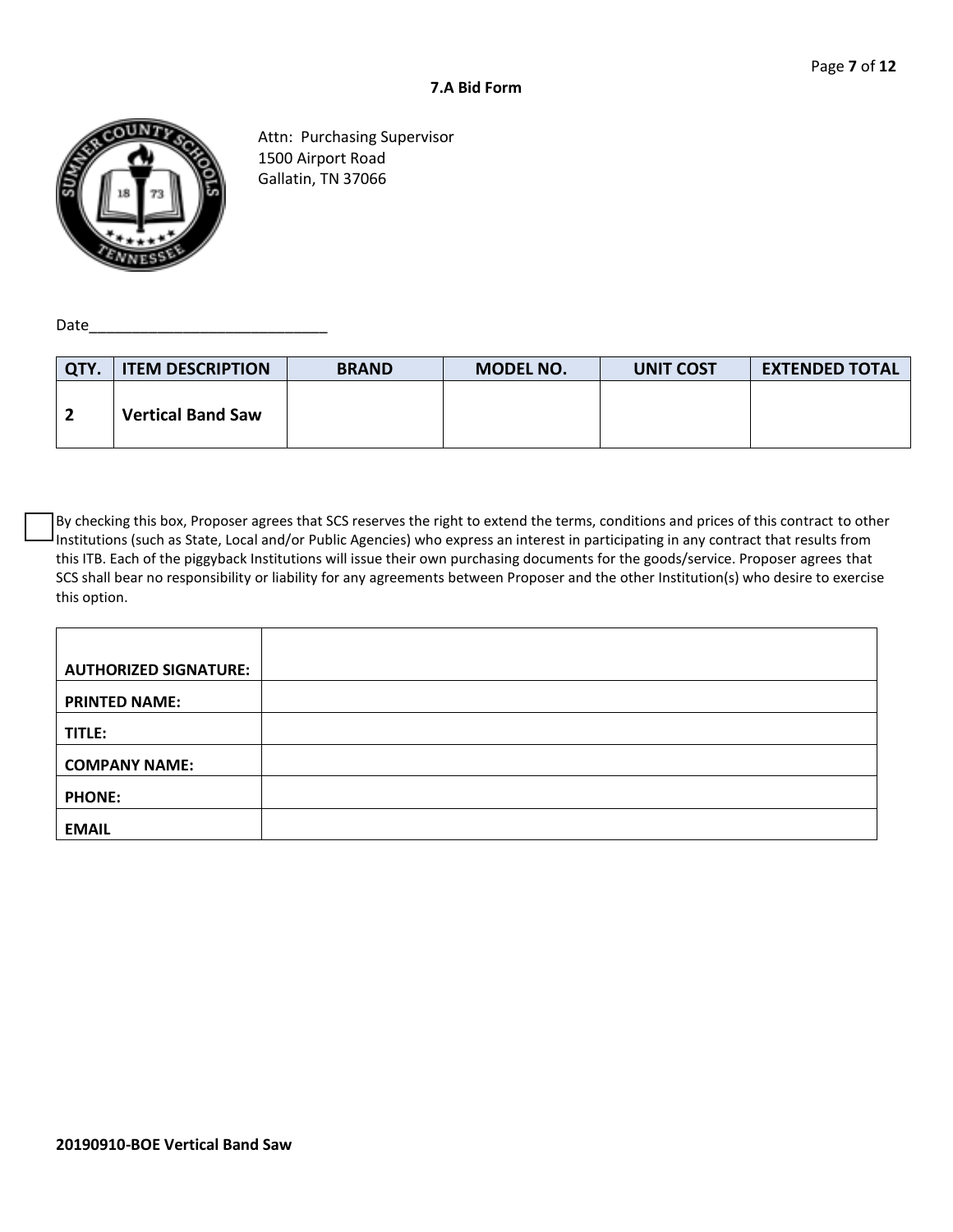**7.A Bid Form**

Attn: Purchasing Supervisor
1500 Airport Road
Gallatin, TN 37066

Date______________________________

| QTY. | ITEM DESCRIPTION | BRAND | MODEL NO. | UNIT COST | EXTENDED TOTAL |
|---|---|---|---|---|---|
| 2 | Vertical Band Saw | | | | |

☐ By checking this box, Proposer agrees that SCS reserves the right to extend the terms, conditions and prices of this contract to other Institutions (such as State, Local and/or Public Agencies) who express an interest in participating in any contract that results from this ITB. Each of the piggyback Institutions will issue their own purchasing documents for the goods/service. Proposer agrees that SCS shall bear no responsibility or liability for any agreements between Proposer and the other Institution(s) who desire to exercise this option.

| | |
|---|---|
| **AUTHORIZED SIGNATURE:** | |
| **PRINTED NAME:** | |
| **TITLE:** | |
| **COMPANY NAME:** | |
| **PHONE:** | |
| **EMAIL** | |

**20190910-BOE Vertical Band Saw**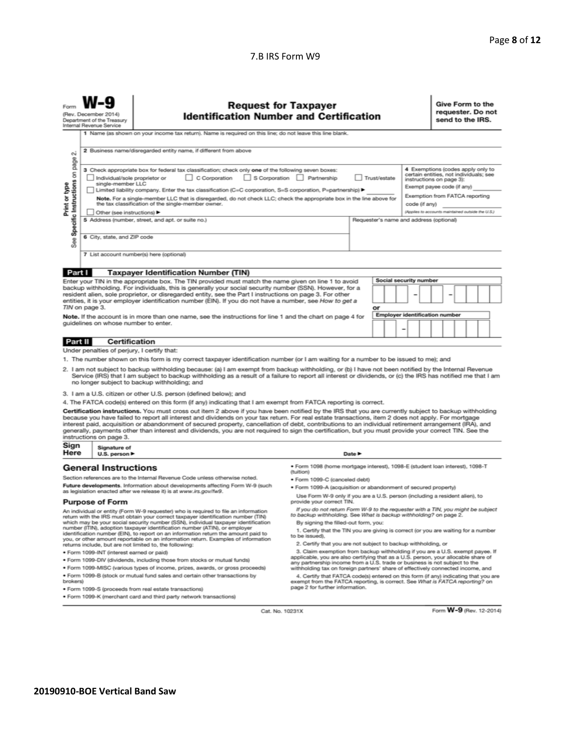7.B IRS Form W9

Form **W-9**
(Rev. December 2014)
Department of the Treasury
Internal Revenue Service

# Request for Taxpayer Identification Number and Certification

**Give Form to the requester. Do not send to the IRS.**

Print or type
See Specific Instructions on page 2.

1 Name (as shown on your income tax return). Name is required on this line; do not leave this line blank.

2 Business name/disregarded entity name, if different from above

3 Check appropriate box for federal tax classification; check only **one** of the following seven boxes:

- ☐ Individual/sole proprietor or single-member LLC
- ☐ C Corporation
- ☐ S Corporation
- ☐ Partnership
- ☐ Trust/estate
- ☐ Limited liability company. Enter the tax classification (C=C corporation, S=S corporation, P=partnership) ►
- **Note.** For a single-member LLC that is disregarded, do not check LLC; check the appropriate box in the line above for the tax classification of the single-member owner.
- ☐ Other (see instructions) ►

4 Exemptions (codes apply only to certain entities, not individuals; see instructions on page 3):

Exempt payee code (if any)

Exemption from FATCA reporting code (if any)

*(Applies to accounts maintained outside the U.S.)*

5 Address (number, street, and apt. or suite no.)

Requester's name and address (optional)

6 City, state, and ZIP code

7 List account number(s) here (optional)

## Part I Taxpayer Identification Number (TIN)

Enter your TIN in the appropriate box. The TIN provided must match the name given on line 1 to avoid backup withholding. For individuals, this is generally your social security number (SSN). However, for a resident alien, sole proprietor, or disregarded entity, see the Part I instructions on page 3. For other entities, it is your employer identification number (EIN). If you do not have a number, see *How to get a TIN* on page 3.

**Note.** If the account is in more than one name, see the instructions for line 1 and the chart on page 4 for guidelines on whose number to enter.

**Social security number**

| | | | – | | | – | | | | |
|---|---|---|---|---|---|---|---|---|---|---|

**or**

**Employer identification number**

| | | – | | | | | | | |
|---|---|---|---|---|---|---|---|---|---|

## Part II Certification

Under penalties of perjury, I certify that:

1. The number shown on this form is my correct taxpayer identification number (or I am waiting for a number to be issued to me); and
2. I am not subject to backup withholding because: (a) I am exempt from backup withholding, or (b) I have not been notified by the Internal Revenue Service (IRS) that I am subject to backup withholding as a result of a failure to report all interest or dividends, or (c) the IRS has notified me that I am no longer subject to backup withholding; and
3. I am a U.S. citizen or other U.S. person (defined below); and
4. The FATCA code(s) entered on this form (if any) indicating that I am exempt from FATCA reporting is correct.

**Certification instructions.** You must cross out item 2 above if you have been notified by the IRS that you are currently subject to backup withholding because you have failed to report all interest and dividends on your tax return. For real estate transactions, item 2 does not apply. For mortgage interest paid, acquisition or abandonment of secured property, cancellation of debt, contributions to an individual retirement arrangement (IRA), and generally, payments other than interest and dividends, you are not required to sign the certification, but you must provide your correct TIN. See the instructions on page 3.

**Sign Here** Signature of U.S. person ► Date ►

## General Instructions

Section references are to the Internal Revenue Code unless otherwise noted.

**Future developments.** Information about developments affecting Form W-9 (such as legislation enacted after we release it) is at *www.irs.gov/fw9*.

### Purpose of Form

An individual or entity (Form W-9 requester) who is required to file an information return with the IRS must obtain your correct taxpayer identification number (TIN) which may be your social security number (SSN), individual taxpayer identification number (ITIN), adoption taxpayer identification number (ATIN), or employer identification number (EIN), to report on an information return the amount paid to you, or other amount reportable on an information return. Examples of information returns include, but are not limited to, the following:

- Form 1099-INT (interest earned or paid)
- Form 1099-DIV (dividends, including those from stocks or mutual funds)
- Form 1099-MISC (various types of income, prizes, awards, or gross proceeds)
- Form 1099-B (stock or mutual fund sales and certain other transactions by brokers)
- Form 1099-S (proceeds from real estate transactions)
- Form 1099-K (merchant card and third party network transactions)
- Form 1098 (home mortgage interest), 1098-E (student loan interest), 1098-T (tuition)
- Form 1099-C (canceled debt)
- Form 1099-A (acquisition or abandonment of secured property)

Use Form W-9 only if you are a U.S. person (including a resident alien), to provide your correct TIN.

*If you do not return Form W-9 to the requester with a TIN, you might be subject to backup withholding. See What is backup withholding? on page 2.*

By signing the filled-out form, you:

1. Certify that the TIN you are giving is correct (or you are waiting for a number to be issued),
2. Certify that you are not subject to backup withholding, or
3. Claim exemption from backup withholding if you are a U.S. exempt payee. If applicable, you are also certifying that as a U.S. person, your allocable share of any partnership income from a U.S. trade or business is not subject to the withholding tax on foreign partners' share of effectively connected income, and
4. Certify that FATCA code(s) entered on this form (if any) indicating that you are exempt from the FATCA reporting, is correct. See *What is FATCA reporting?* on page 2 for further information.

Cat. No. 10231X

Form **W-9** (Rev. 12-2014)

**20190910-BOE Vertical Band Saw**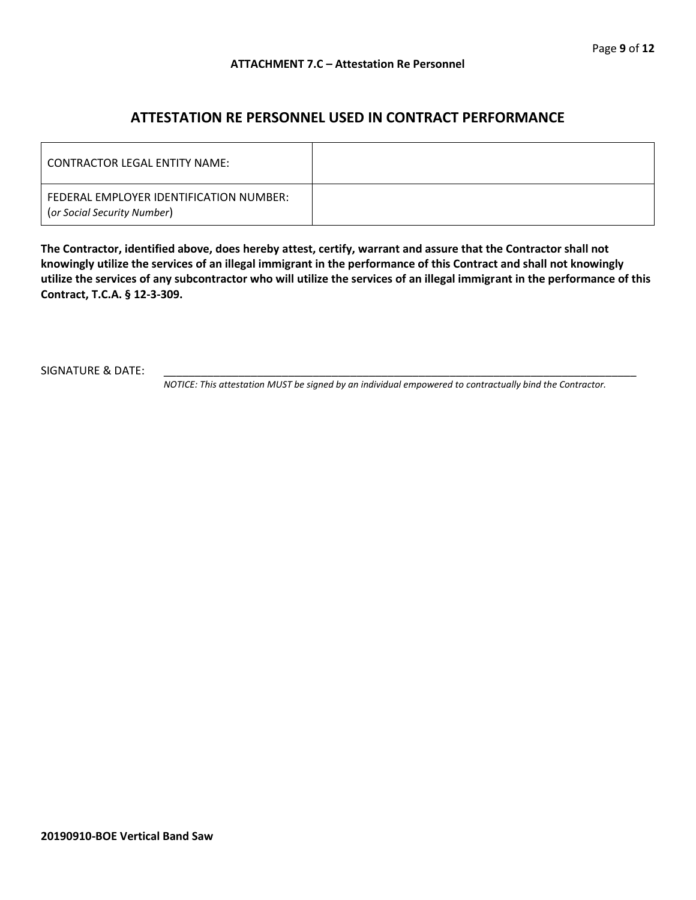**ATTACHMENT 7.C – Attestation Re Personnel**

## ATTESTATION RE PERSONNEL USED IN CONTRACT PERFORMANCE

| | |
|---|---|
| CONTRACTOR LEGAL ENTITY NAME: | |
| FEDERAL EMPLOYER IDENTIFICATION NUMBER: (*or Social Security Number*) | |

**The Contractor, identified above, does hereby attest, certify, warrant and assure that the Contractor shall not knowingly utilize the services of an illegal immigrant in the performance of this Contract and shall not knowingly utilize the services of any subcontractor who will utilize the services of an illegal immigrant in the performance of this Contract, T.C.A. § 12-3-309.**

SIGNATURE & DATE: ____________________________________________________________

*NOTICE: This attestation MUST be signed by an individual empowered to contractually bind the Contractor.*

**20190910-BOE Vertical Band Saw**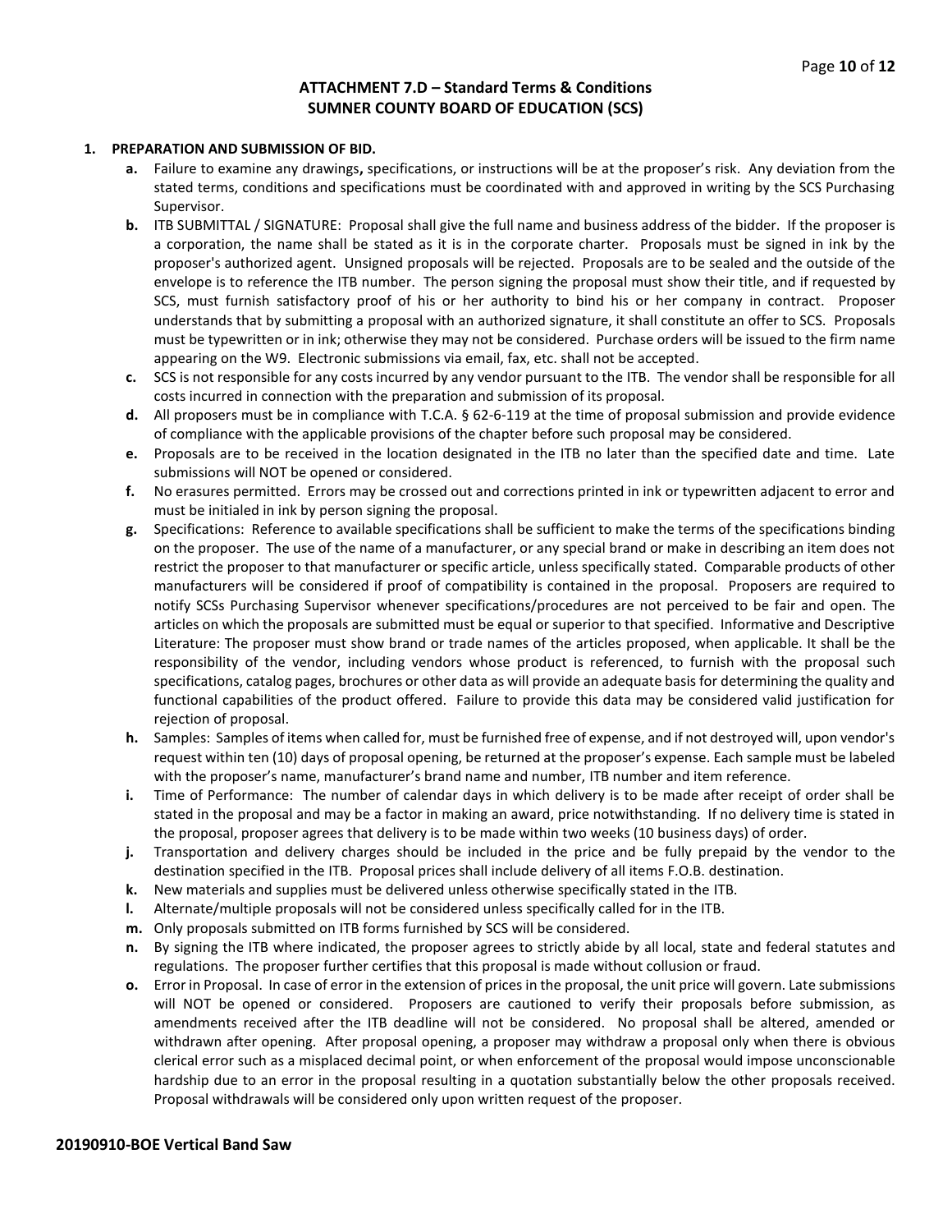## ATTACHMENT 7.D – Standard Terms & Conditions
## SUMNER COUNTY BOARD OF EDUCATION (SCS)

**1. PREPARATION AND SUBMISSION OF BID.**

- **a.** Failure to examine any drawings**,** specifications, or instructions will be at the proposer's risk. Any deviation from the stated terms, conditions and specifications must be coordinated with and approved in writing by the SCS Purchasing Supervisor.
- **b.** ITB SUBMITTAL / SIGNATURE: Proposal shall give the full name and business address of the bidder. If the proposer is a corporation, the name shall be stated as it is in the corporate charter. Proposals must be signed in ink by the proposer's authorized agent. Unsigned proposals will be rejected. Proposals are to be sealed and the outside of the envelope is to reference the ITB number. The person signing the proposal must show their title, and if requested by SCS, must furnish satisfactory proof of his or her authority to bind his or her company in contract. Proposer understands that by submitting a proposal with an authorized signature, it shall constitute an offer to SCS. Proposals must be typewritten or in ink; otherwise they may not be considered. Purchase orders will be issued to the firm name appearing on the W9. Electronic submissions via email, fax, etc. shall not be accepted.
- **c.** SCS is not responsible for any costs incurred by any vendor pursuant to the ITB. The vendor shall be responsible for all costs incurred in connection with the preparation and submission of its proposal.
- **d.** All proposers must be in compliance with T.C.A. § 62-6-119 at the time of proposal submission and provide evidence of compliance with the applicable provisions of the chapter before such proposal may be considered.
- **e.** Proposals are to be received in the location designated in the ITB no later than the specified date and time. Late submissions will NOT be opened or considered.
- **f.** No erasures permitted. Errors may be crossed out and corrections printed in ink or typewritten adjacent to error and must be initialed in ink by person signing the proposal.
- **g.** Specifications: Reference to available specifications shall be sufficient to make the terms of the specifications binding on the proposer. The use of the name of a manufacturer, or any special brand or make in describing an item does not restrict the proposer to that manufacturer or specific article, unless specifically stated. Comparable products of other manufacturers will be considered if proof of compatibility is contained in the proposal. Proposers are required to notify SCSs Purchasing Supervisor whenever specifications/procedures are not perceived to be fair and open. The articles on which the proposals are submitted must be equal or superior to that specified. Informative and Descriptive Literature: The proposer must show brand or trade names of the articles proposed, when applicable. It shall be the responsibility of the vendor, including vendors whose product is referenced, to furnish with the proposal such specifications, catalog pages, brochures or other data as will provide an adequate basis for determining the quality and functional capabilities of the product offered. Failure to provide this data may be considered valid justification for rejection of proposal.
- **h.** Samples: Samples of items when called for, must be furnished free of expense, and if not destroyed will, upon vendor's request within ten (10) days of proposal opening, be returned at the proposer's expense. Each sample must be labeled with the proposer's name, manufacturer's brand name and number, ITB number and item reference.
- **i.** Time of Performance: The number of calendar days in which delivery is to be made after receipt of order shall be stated in the proposal and may be a factor in making an award, price notwithstanding. If no delivery time is stated in the proposal, proposer agrees that delivery is to be made within two weeks (10 business days) of order.
- **j.** Transportation and delivery charges should be included in the price and be fully prepaid by the vendor to the destination specified in the ITB. Proposal prices shall include delivery of all items F.O.B. destination.
- **k.** New materials and supplies must be delivered unless otherwise specifically stated in the ITB.
- **l.** Alternate/multiple proposals will not be considered unless specifically called for in the ITB.
- **m.** Only proposals submitted on ITB forms furnished by SCS will be considered.
- **n.** By signing the ITB where indicated, the proposer agrees to strictly abide by all local, state and federal statutes and regulations. The proposer further certifies that this proposal is made without collusion or fraud.
- **o.** Error in Proposal. In case of error in the extension of prices in the proposal, the unit price will govern. Late submissions will NOT be opened or considered. Proposers are cautioned to verify their proposals before submission, as amendments received after the ITB deadline will not be considered. No proposal shall be altered, amended or withdrawn after opening. After proposal opening, a proposer may withdraw a proposal only when there is obvious clerical error such as a misplaced decimal point, or when enforcement of the proposal would impose unconscionable hardship due to an error in the proposal resulting in a quotation substantially below the other proposals received. Proposal withdrawals will be considered only upon written request of the proposer.

**20190910-BOE Vertical Band Saw**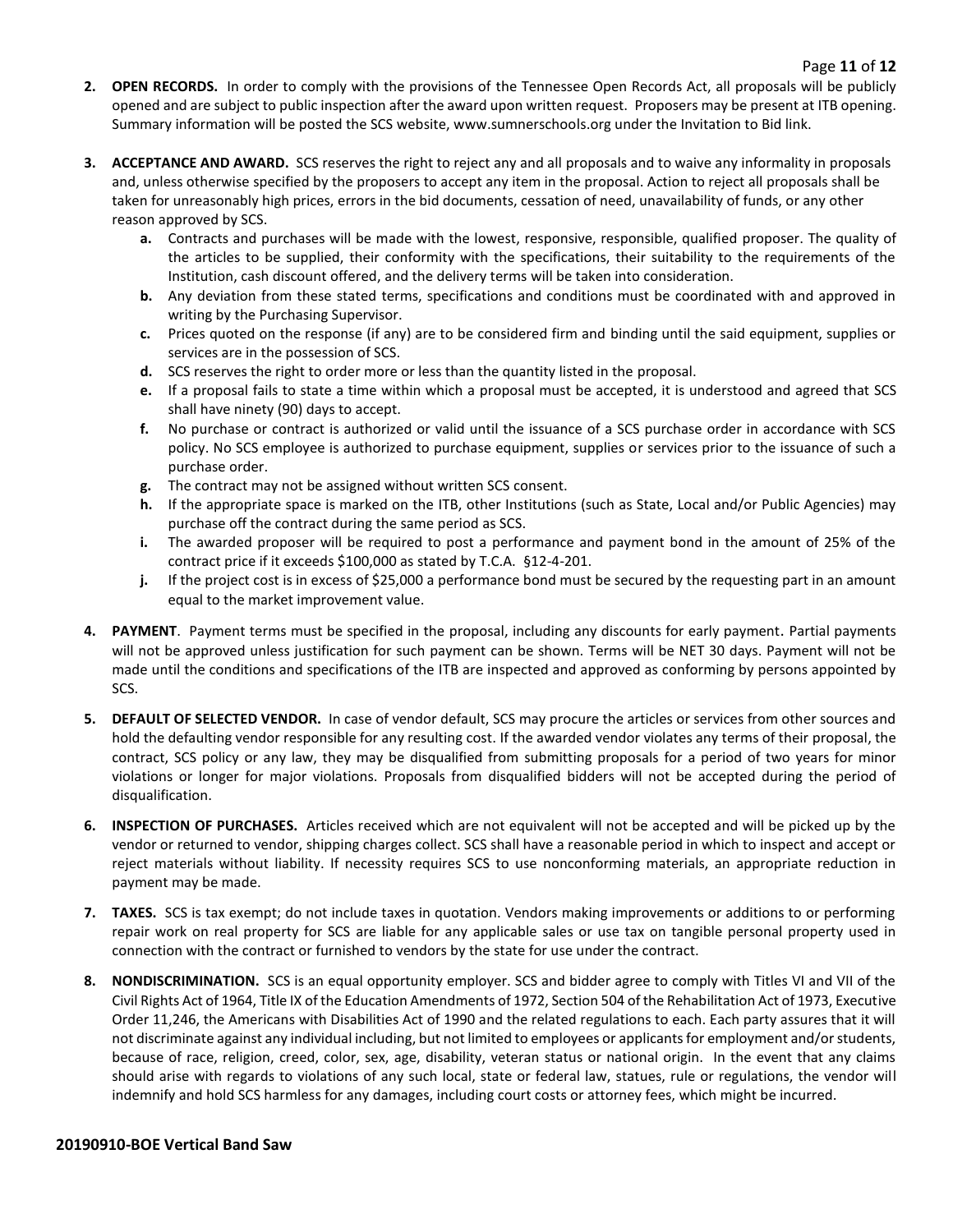2. **OPEN RECORDS.** In order to comply with the provisions of the Tennessee Open Records Act, all proposals will be publicly opened and are subject to public inspection after the award upon written request. Proposers may be present at ITB opening. Summary information will be posted the SCS website, www.sumnerschools.org under the Invitation to Bid link.

3. **ACCEPTANCE AND AWARD.** SCS reserves the right to reject any and all proposals and to waive any informality in proposals and, unless otherwise specified by the proposers to accept any item in the proposal. Action to reject all proposals shall be taken for unreasonably high prices, errors in the bid documents, cessation of need, unavailability of funds, or any other reason approved by SCS.
   - **a.** Contracts and purchases will be made with the lowest, responsive, responsible, qualified proposer. The quality of the articles to be supplied, their conformity with the specifications, their suitability to the requirements of the Institution, cash discount offered, and the delivery terms will be taken into consideration.
   - **b.** Any deviation from these stated terms, specifications and conditions must be coordinated with and approved in writing by the Purchasing Supervisor.
   - **c.** Prices quoted on the response (if any) are to be considered firm and binding until the said equipment, supplies or services are in the possession of SCS.
   - **d.** SCS reserves the right to order more or less than the quantity listed in the proposal.
   - **e.** If a proposal fails to state a time within which a proposal must be accepted, it is understood and agreed that SCS shall have ninety (90) days to accept.
   - **f.** No purchase or contract is authorized or valid until the issuance of a SCS purchase order in accordance with SCS policy. No SCS employee is authorized to purchase equipment, supplies or services prior to the issuance of such a purchase order.
   - **g.** The contract may not be assigned without written SCS consent.
   - **h.** If the appropriate space is marked on the ITB, other Institutions (such as State, Local and/or Public Agencies) may purchase off the contract during the same period as SCS.
   - **i.** The awarded proposer will be required to post a performance and payment bond in the amount of 25% of the contract price if it exceeds $100,000 as stated by T.C.A. §12-4-201.
   - **j.** If the project cost is in excess of $25,000 a performance bond must be secured by the requesting part in an amount equal to the market improvement value.

4. **PAYMENT**. Payment terms must be specified in the proposal, including any discounts for early payment. Partial payments will not be approved unless justification for such payment can be shown. Terms will be NET 30 days. Payment will not be made until the conditions and specifications of the ITB are inspected and approved as conforming by persons appointed by SCS.

5. **DEFAULT OF SELECTED VENDOR.** In case of vendor default, SCS may procure the articles or services from other sources and hold the defaulting vendor responsible for any resulting cost. If the awarded vendor violates any terms of their proposal, the contract, SCS policy or any law, they may be disqualified from submitting proposals for a period of two years for minor violations or longer for major violations. Proposals from disqualified bidders will not be accepted during the period of disqualification.

6. **INSPECTION OF PURCHASES.** Articles received which are not equivalent will not be accepted and will be picked up by the vendor or returned to vendor, shipping charges collect. SCS shall have a reasonable period in which to inspect and accept or reject materials without liability. If necessity requires SCS to use nonconforming materials, an appropriate reduction in payment may be made.

7. **TAXES.** SCS is tax exempt; do not include taxes in quotation. Vendors making improvements or additions to or performing repair work on real property for SCS are liable for any applicable sales or use tax on tangible personal property used in connection with the contract or furnished to vendors by the state for use under the contract.

8. **NONDISCRIMINATION.** SCS is an equal opportunity employer. SCS and bidder agree to comply with Titles VI and VII of the Civil Rights Act of 1964, Title IX of the Education Amendments of 1972, Section 504 of the Rehabilitation Act of 1973, Executive Order 11,246, the Americans with Disabilities Act of 1990 and the related regulations to each. Each party assures that it will not discriminate against any individual including, but not limited to employees or applicants for employment and/or students, because of race, religion, creed, color, sex, age, disability, veteran status or national origin. In the event that any claims should arise with regards to violations of any such local, state or federal law, statues, rule or regulations, the vendor will indemnify and hold SCS harmless for any damages, including court costs or attorney fees, which might be incurred.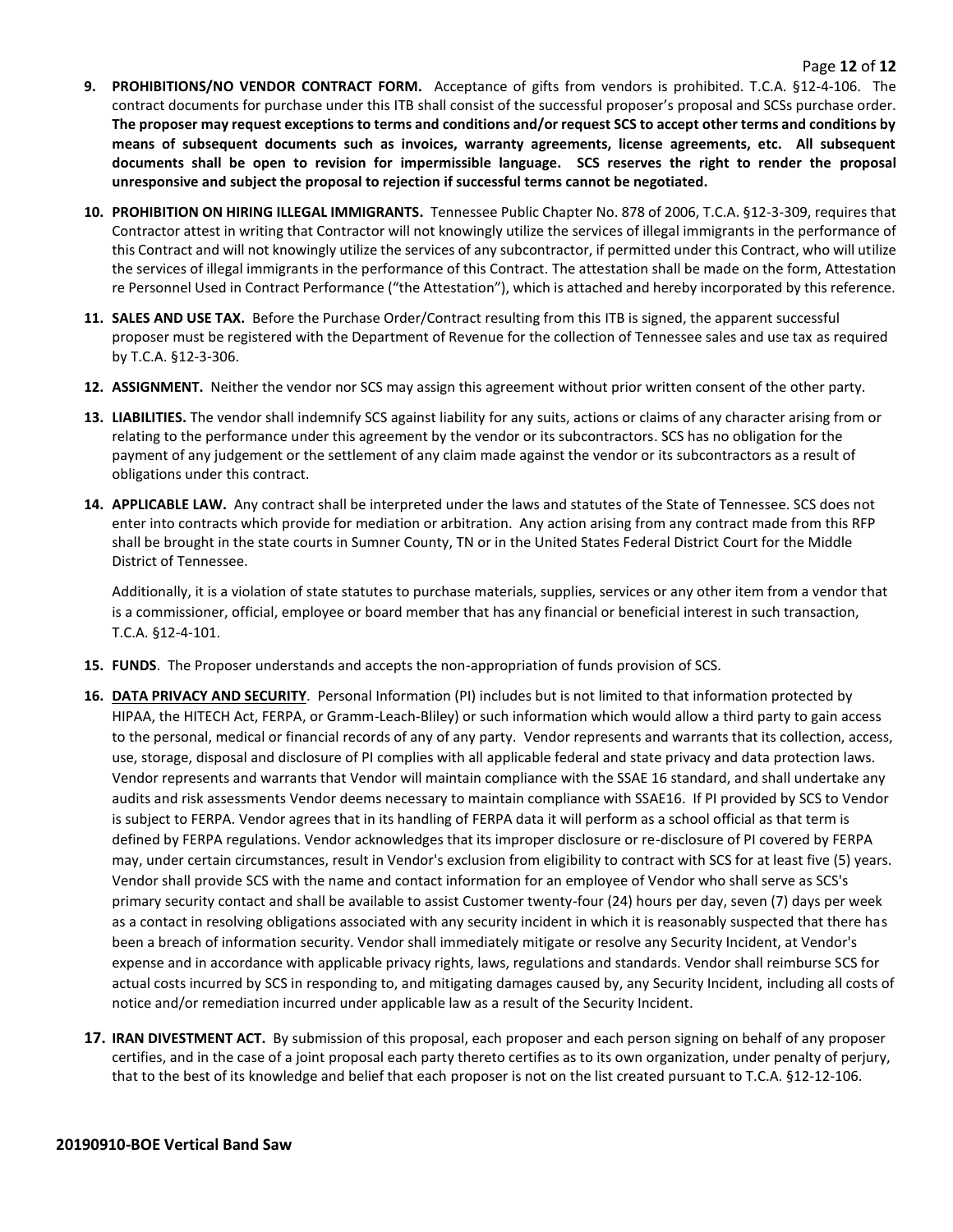9. **PROHIBITIONS/NO VENDOR CONTRACT FORM.** Acceptance of gifts from vendors is prohibited. T.C.A. §12-4-106. The contract documents for purchase under this ITB shall consist of the successful proposer's proposal and SCSs purchase order. **The proposer may request exceptions to terms and conditions and/or request SCS to accept other terms and conditions by means of subsequent documents such as invoices, warranty agreements, license agreements, etc. All subsequent documents shall be open to revision for impermissible language. SCS reserves the right to render the proposal unresponsive and subject the proposal to rejection if successful terms cannot be negotiated.**

10. **PROHIBITION ON HIRING ILLEGAL IMMIGRANTS.** Tennessee Public Chapter No. 878 of 2006, T.C.A. §12-3-309, requires that Contractor attest in writing that Contractor will not knowingly utilize the services of illegal immigrants in the performance of this Contract and will not knowingly utilize the services of any subcontractor, if permitted under this Contract, who will utilize the services of illegal immigrants in the performance of this Contract. The attestation shall be made on the form, Attestation re Personnel Used in Contract Performance ("the Attestation"), which is attached and hereby incorporated by this reference.

11. **SALES AND USE TAX.** Before the Purchase Order/Contract resulting from this ITB is signed, the apparent successful proposer must be registered with the Department of Revenue for the collection of Tennessee sales and use tax as required by T.C.A. §12-3-306.

12. **ASSIGNMENT.** Neither the vendor nor SCS may assign this agreement without prior written consent of the other party.

13. **LIABILITIES.** The vendor shall indemnify SCS against liability for any suits, actions or claims of any character arising from or relating to the performance under this agreement by the vendor or its subcontractors. SCS has no obligation for the payment of any judgement or the settlement of any claim made against the vendor or its subcontractors as a result of obligations under this contract.

14. **APPLICABLE LAW.** Any contract shall be interpreted under the laws and statutes of the State of Tennessee. SCS does not enter into contracts which provide for mediation or arbitration. Any action arising from any contract made from this RFP shall be brought in the state courts in Sumner County, TN or in the United States Federal District Court for the Middle District of Tennessee.

    Additionally, it is a violation of state statutes to purchase materials, supplies, services or any other item from a vendor that is a commissioner, official, employee or board member that has any financial or beneficial interest in such transaction, T.C.A. §12-4-101.

15. **FUNDS**. The Proposer understands and accepts the non-appropriation of funds provision of SCS.

16. **DATA PRIVACY AND SECURITY**. Personal Information (PI) includes but is not limited to that information protected by HIPAA, the HITECH Act, FERPA, or Gramm-Leach-Bliley) or such information which would allow a third party to gain access to the personal, medical or financial records of any of any party. Vendor represents and warrants that its collection, access, use, storage, disposal and disclosure of PI complies with all applicable federal and state privacy and data protection laws. Vendor represents and warrants that Vendor will maintain compliance with the SSAE 16 standard, and shall undertake any audits and risk assessments Vendor deems necessary to maintain compliance with SSAE16. If PI provided by SCS to Vendor is subject to FERPA. Vendor agrees that in its handling of FERPA data it will perform as a school official as that term is defined by FERPA regulations. Vendor acknowledges that its improper disclosure or re-disclosure of PI covered by FERPA may, under certain circumstances, result in Vendor's exclusion from eligibility to contract with SCS for at least five (5) years. Vendor shall provide SCS with the name and contact information for an employee of Vendor who shall serve as SCS's primary security contact and shall be available to assist Customer twenty-four (24) hours per day, seven (7) days per week as a contact in resolving obligations associated with any security incident in which it is reasonably suspected that there has been a breach of information security. Vendor shall immediately mitigate or resolve any Security Incident, at Vendor's expense and in accordance with applicable privacy rights, laws, regulations and standards. Vendor shall reimburse SCS for actual costs incurred by SCS in responding to, and mitigating damages caused by, any Security Incident, including all costs of notice and/or remediation incurred under applicable law as a result of the Security Incident.

17. **IRAN DIVESTMENT ACT.** By submission of this proposal, each proposer and each person signing on behalf of any proposer certifies, and in the case of a joint proposal each party thereto certifies as to its own organization, under penalty of perjury, that to the best of its knowledge and belief that each proposer is not on the list created pursuant to T.C.A. §12-12-106.